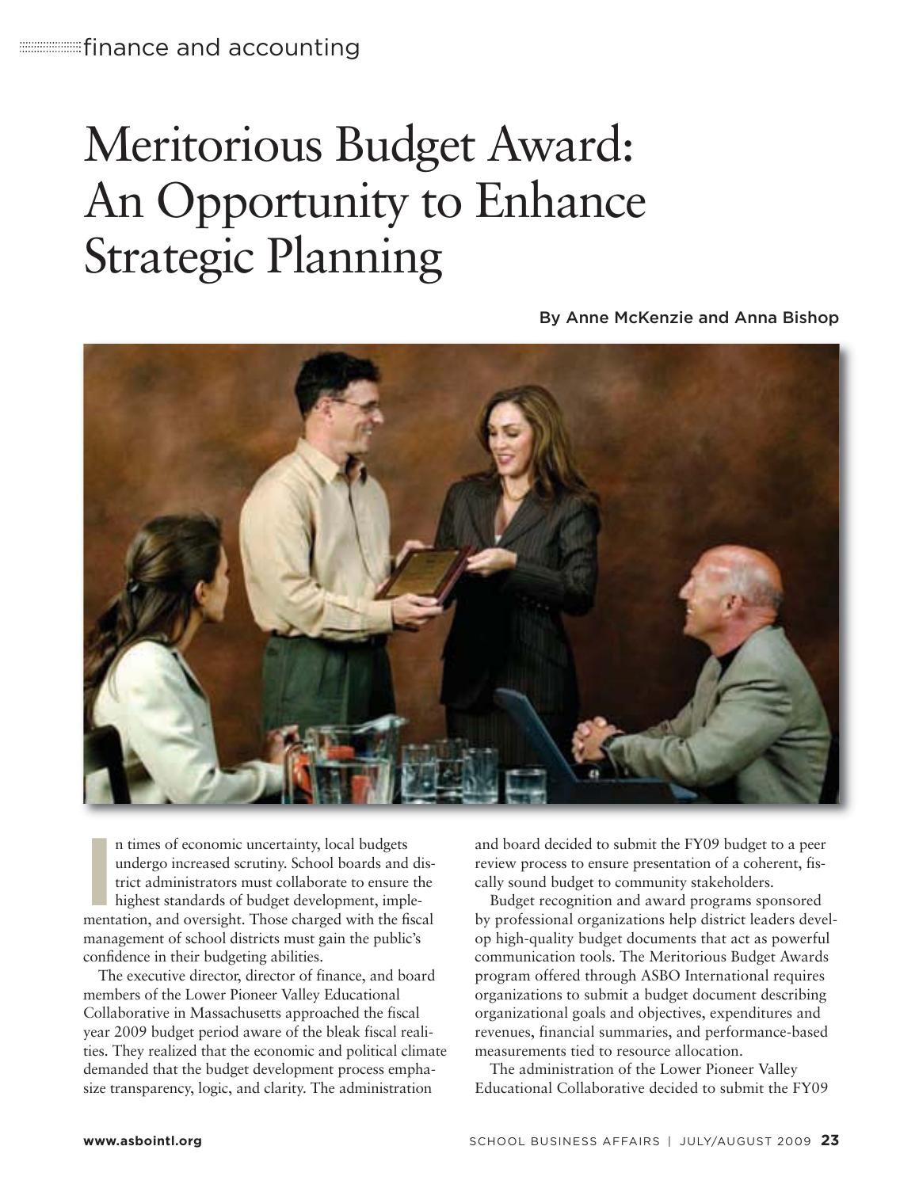finance and accounting

# Meritorious Budget Award: An Opportunity to Enhance Strategic Planning

By Anne McKenzie and Anna Bishop

In times of economic uncertainty, local budgets undergo increased scrutiny. School boards and district administrators must collaborate to ensure the highest standards of budget development, implementation, and oversight. Those charged with the fiscal management of school districts must gain the public's confidence in their budgeting abilities.

The executive director, director of finance, and board members of the Lower Pioneer Valley Educational Collaborative in Massachusetts approached the fiscal year 2009 budget period aware of the bleak fiscal realities. They realized that the economic and political climate demanded that the budget development process emphasize transparency, logic, and clarity. The administration and board decided to submit the FY09 budget to a peer review process to ensure presentation of a coherent, fiscally sound budget to community stakeholders.

Budget recognition and award programs sponsored by professional organizations help district leaders develop high-quality budget documents that act as powerful communication tools. The Meritorious Budget Awards program offered through ASBO International requires organizations to submit a budget document describing organizational goals and objectives, expenditures and revenues, financial summaries, and performance-based measurements tied to resource allocation.

The administration of the Lower Pioneer Valley Educational Collaborative decided to submit the FY09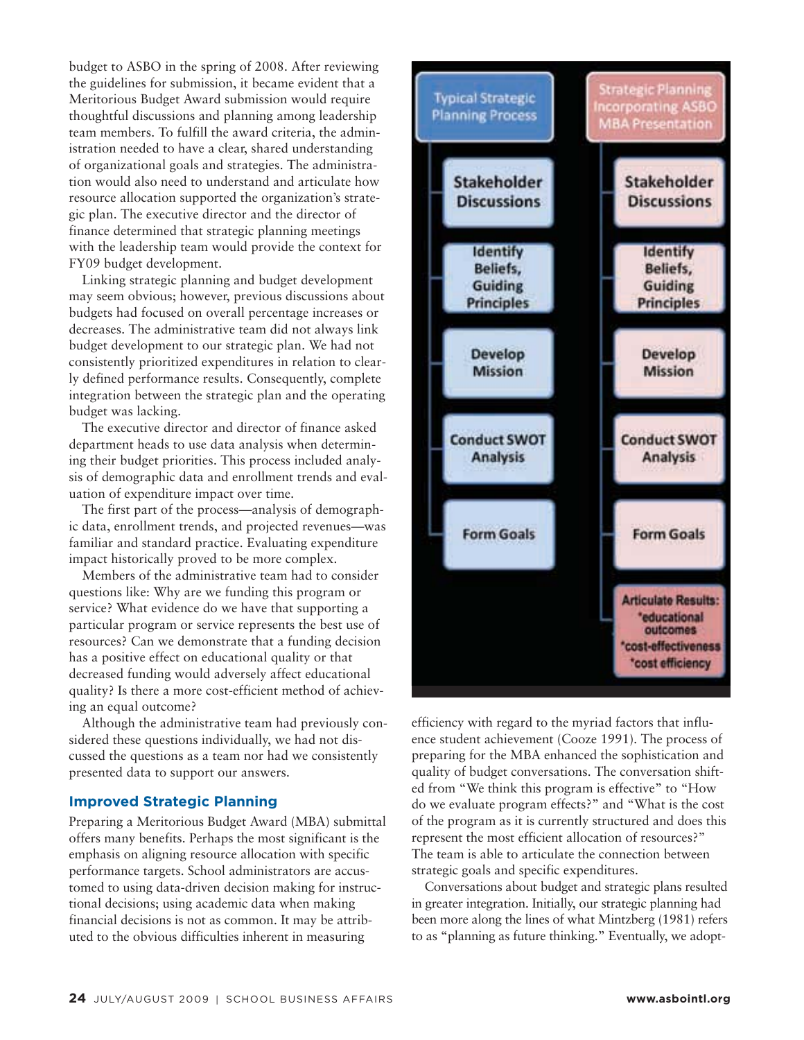budget to ASBO in the spring of 2008. After reviewing the guidelines for submission, it became evident that a Meritorious Budget Award submission would require thoughtful discussions and planning among leadership team members. To fulfill the award criteria, the administration needed to have a clear, shared understanding of organizational goals and strategies. The administration would also need to understand and articulate how resource allocation supported the organization's strategic plan. The executive director and the director of finance determined that strategic planning meetings with the leadership team would provide the context for FY09 budget development.

Linking strategic planning and budget development may seem obvious; however, previous discussions about budgets had focused on overall percentage increases or decreases. The administrative team did not always link budget development to our strategic plan. We had not consistently prioritized expenditures in relation to clearly defined performance results. Consequently, complete integration between the strategic plan and the operating budget was lacking.

The executive director and director of finance asked department heads to use data analysis when determining their budget priorities. This process included analysis of demographic data and enrollment trends and evaluation of expenditure impact over time.

The first part of the process—analysis of demographic data, enrollment trends, and projected revenues—was familiar and standard practice. Evaluating expenditure impact historically proved to be more complex.

Members of the administrative team had to consider questions like: Why are we funding this program or service? What evidence do we have that supporting a particular program or service represents the best use of resources? Can we demonstrate that a funding decision has a positive effect on educational quality or that decreased funding would adversely affect educational quality? Is there a more cost-efficient method of achieving an equal outcome?

Although the administrative team had previously considered these questions individually, we had not discussed the questions as a team nor had we consistently presented data to support our answers.

## Improved Strategic Planning

Preparing a Meritorious Budget Award (MBA) submittal offers many benefits. Perhaps the most significant is the emphasis on aligning resource allocation with specific performance targets. School administrators are accustomed to using data-driven decision making for instructional decisions; using academic data when making financial decisions is not as common. It may be attributed to the obvious difficulties inherent in measuring efficiency with regard to the myriad factors that influence student achievement (Cooze 1991). The process of preparing for the MBA enhanced the sophistication and quality of budget conversations. The conversation shifted from "We think this program is effective" to "How do we evaluate program effects?" and "What is the cost of the program as it is currently structured and does this represent the most efficient allocation of resources?" The team is able to articulate the connection between strategic goals and specific expenditures.

Conversations about budget and strategic plans resulted in greater integration. Initially, our strategic planning had been more along the lines of what Mintzberg (1981) refers to as "planning as future thinking." Eventually, we adopt-

| Typical Strategic Planning Process | Strategic Planning Incorporating ASBO MBA Presentation |
|---|---|
| Stakeholder Discussions | Stakeholder Discussions |
| Identify Beliefs, Guiding Principles | Identify Beliefs, Guiding Principles |
| Develop Mission | Develop Mission |
| Conduct SWOT Analysis | Conduct SWOT Analysis |
| Form Goals | Form Goals |
| | Articulate Results: *educational outcomes *cost-effectiveness *cost efficiency |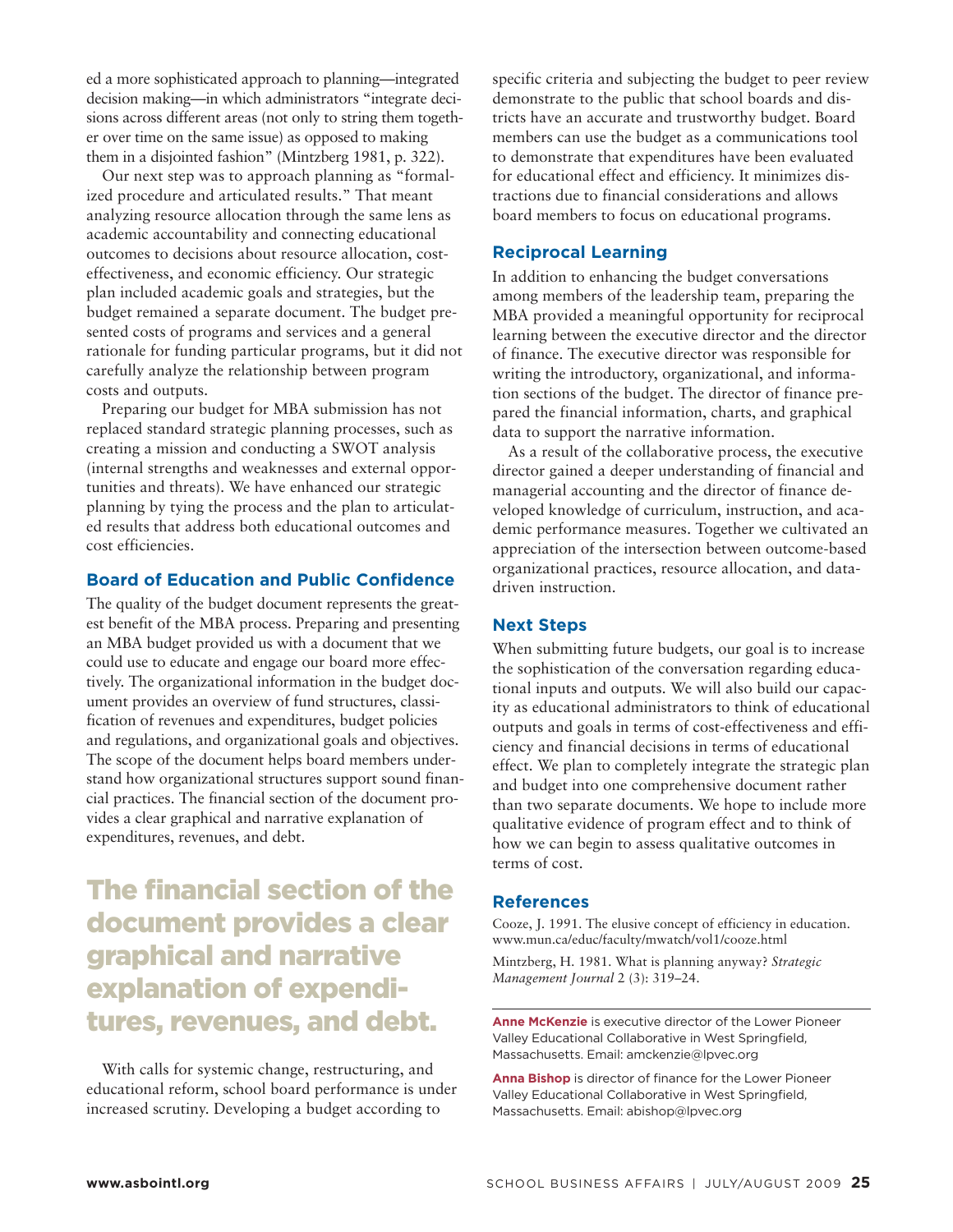ed a more sophisticated approach to planning—integrated decision making—in which administrators "integrate decisions across different areas (not only to string them together over time on the same issue) as opposed to making them in a disjointed fashion" (Mintzberg 1981, p. 322).

Our next step was to approach planning as "formalized procedure and articulated results." That meant analyzing resource allocation through the same lens as academic accountability and connecting educational outcomes to decisions about resource allocation, cost-effectiveness, and economic efficiency. Our strategic plan included academic goals and strategies, but the budget remained a separate document. The budget presented costs of programs and services and a general rationale for funding particular programs, but it did not carefully analyze the relationship between program costs and outputs.

Preparing our budget for MBA submission has not replaced standard strategic planning processes, such as creating a mission and conducting a SWOT analysis (internal strengths and weaknesses and external opportunities and threats). We have enhanced our strategic planning by tying the process and the plan to articulated results that address both educational outcomes and cost efficiencies.

## Board of Education and Public Confidence

The quality of the budget document represents the greatest benefit of the MBA process. Preparing and presenting an MBA budget provided us with a document that we could use to educate and engage our board more effectively. The organizational information in the budget document provides an overview of fund structures, classification of revenues and expenditures, budget policies and regulations, and organizational goals and objectives. The scope of the document helps board members understand how organizational structures support sound financial practices. The financial section of the document provides a clear graphical and narrative explanation of expenditures, revenues, and debt.

**The financial section of the document provides a clear graphical and narrative explanation of expenditures, revenues, and debt.**

With calls for systemic change, restructuring, and educational reform, school board performance is under increased scrutiny. Developing a budget according to specific criteria and subjecting the budget to peer review demonstrate to the public that school boards and districts have an accurate and trustworthy budget. Board members can use the budget as a communications tool to demonstrate that expenditures have been evaluated for educational effect and efficiency. It minimizes distractions due to financial considerations and allows board members to focus on educational programs.

## Reciprocal Learning

In addition to enhancing the budget conversations among members of the leadership team, preparing the MBA provided a meaningful opportunity for reciprocal learning between the executive director and the director of finance. The executive director was responsible for writing the introductory, organizational, and information sections of the budget. The director of finance prepared the financial information, charts, and graphical data to support the narrative information.

As a result of the collaborative process, the executive director gained a deeper understanding of financial and managerial accounting and the director of finance developed knowledge of curriculum, instruction, and academic performance measures. Together we cultivated an appreciation of the intersection between outcome-based organizational practices, resource allocation, and data-driven instruction.

## Next Steps

When submitting future budgets, our goal is to increase the sophistication of the conversation regarding educational inputs and outputs. We will also build our capacity as educational administrators to think of educational outputs and goals in terms of cost-effectiveness and efficiency and financial decisions in terms of educational effect. We plan to completely integrate the strategic plan and budget into one comprehensive document rather than two separate documents. We hope to include more qualitative evidence of program effect and to think of how we can begin to assess qualitative outcomes in terms of cost.

## References

Cooze, J. 1991. The elusive concept of efficiency in education. www.mun.ca/educ/faculty/mwatch/vol1/cooze.html

Mintzberg, H. 1981. What is planning anyway? *Strategic Management Journal* 2 (3): 319–24.

---

**Anne McKenzie** is executive director of the Lower Pioneer Valley Educational Collaborative in West Springfield, Massachusetts. Email: amckenzie@lpvec.org

**Anna Bishop** is director of finance for the Lower Pioneer Valley Educational Collaborative in West Springfield, Massachusetts. Email: abishop@lpvec.org